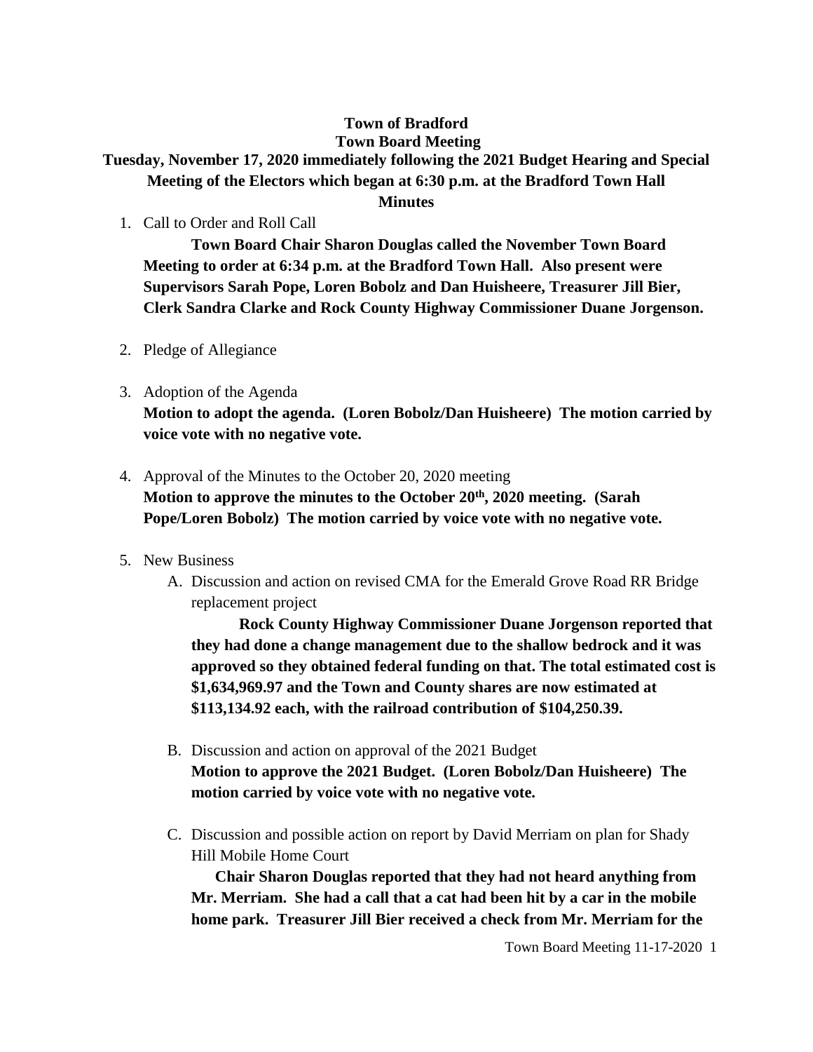**Town of Bradford**
**Town Board Meeting**
**Tuesday, November 17, 2020 immediately following the 2021 Budget Hearing and Special Meeting of the Electors which began at 6:30 p.m. at the Bradford Town Hall**
**Minutes**

1. Call to Order and Roll Call

   **Town Board Chair Sharon Douglas called the November Town Board Meeting to order at 6:34 p.m. at the Bradford Town Hall. Also present were Supervisors Sarah Pope, Loren Bobolz and Dan Huisheere, Treasurer Jill Bier, Clerk Sandra Clarke and Rock County Highway Commissioner Duane Jorgenson.**

2. Pledge of Allegiance

3. Adoption of the Agenda

   **Motion to adopt the agenda. (Loren Bobolz/Dan Huisheere) The motion carried by voice vote with no negative vote.**

4. Approval of the Minutes to the October 20, 2020 meeting

   **Motion to approve the minutes to the October 20th, 2020 meeting. (Sarah Pope/Loren Bobolz) The motion carried by voice vote with no negative vote.**

5. New Business

   A. Discussion and action on revised CMA for the Emerald Grove Road RR Bridge replacement project

      **Rock County Highway Commissioner Duane Jorgenson reported that they had done a change management due to the shallow bedrock and it was approved so they obtained federal funding on that. The total estimated cost is $1,634,969.97 and the Town and County shares are now estimated at $113,134.92 each, with the railroad contribution of $104,250.39.**

   B. Discussion and action on approval of the 2021 Budget

      **Motion to approve the 2021 Budget. (Loren Bobolz/Dan Huisheere) The motion carried by voice vote with no negative vote.**

   C. Discussion and possible action on report by David Merriam on plan for Shady Hill Mobile Home Court

      **Chair Sharon Douglas reported that they had not heard anything from Mr. Merriam. She had a call that a cat had been hit by a car in the mobile home park. Treasurer Jill Bier received a check from Mr. Merriam for the**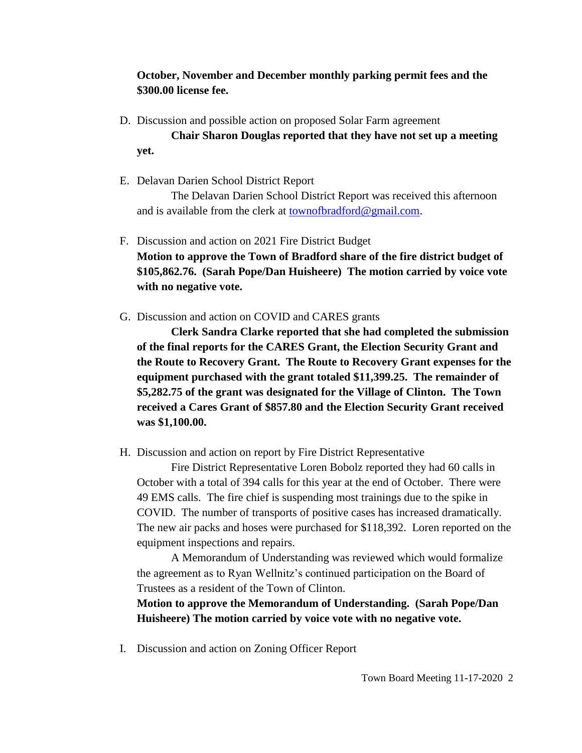**October, November and December monthly parking permit fees and the $300.00 license fee.**

D. Discussion and possible action on proposed Solar Farm agreement

   **Chair Sharon Douglas reported that they have not set up a meeting yet.**

E. Delavan Darien School District Report

   The Delavan Darien School District Report was received this afternoon and is available from the clerk at townofbradford@gmail.com.

F. Discussion and action on 2021 Fire District Budget

   **Motion to approve the Town of Bradford share of the fire district budget of $105,862.76. (Sarah Pope/Dan Huisheere) The motion carried by voice vote with no negative vote.**

G. Discussion and action on COVID and CARES grants

   **Clerk Sandra Clarke reported that she had completed the submission of the final reports for the CARES Grant, the Election Security Grant and the Route to Recovery Grant. The Route to Recovery Grant expenses for the equipment purchased with the grant totaled $11,399.25. The remainder of $5,282.75 of the grant was designated for the Village of Clinton. The Town received a Cares Grant of $857.80 and the Election Security Grant received was $1,100.00.**

H. Discussion and action on report by Fire District Representative

   Fire District Representative Loren Bobolz reported they had 60 calls in October with a total of 394 calls for this year at the end of October. There were 49 EMS calls. The fire chief is suspending most trainings due to the spike in COVID. The number of transports of positive cases has increased dramatically. The new air packs and hoses were purchased for $118,392. Loren reported on the equipment inspections and repairs.

   A Memorandum of Understanding was reviewed which would formalize the agreement as to Ryan Wellnitz's continued participation on the Board of Trustees as a resident of the Town of Clinton.

   **Motion to approve the Memorandum of Understanding. (Sarah Pope/Dan Huisheere) The motion carried by voice vote with no negative vote.**

I. Discussion and action on Zoning Officer Report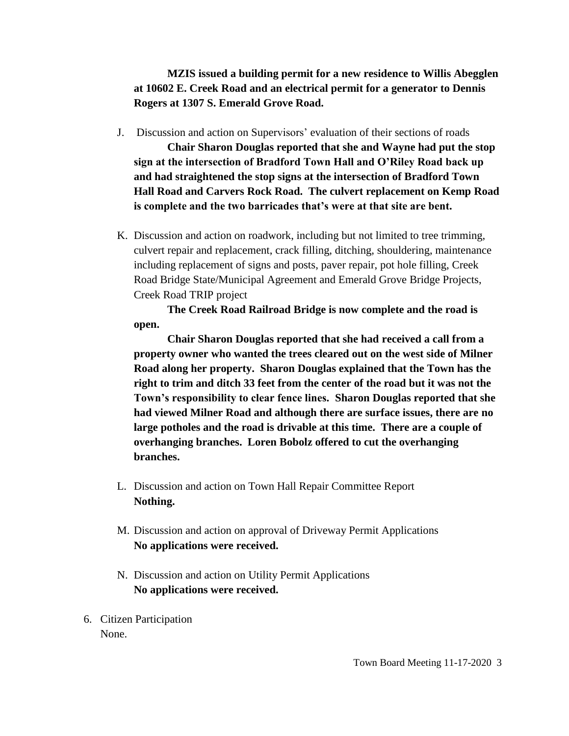**MZIS issued a building permit for a new residence to Willis Abegglen at 10602 E. Creek Road and an electrical permit for a generator to Dennis Rogers at 1307 S. Emerald Grove Road.**

J. Discussion and action on Supervisors' evaluation of their sections of roads

   **Chair Sharon Douglas reported that she and Wayne had put the stop sign at the intersection of Bradford Town Hall and O'Riley Road back up and had straightened the stop signs at the intersection of Bradford Town Hall Road and Carvers Rock Road. The culvert replacement on Kemp Road is complete and the two barricades that's were at that site are bent.**

K. Discussion and action on roadwork, including but not limited to tree trimming, culvert repair and replacement, crack filling, ditching, shouldering, maintenance including replacement of signs and posts, paver repair, pot hole filling, Creek Road Bridge State/Municipal Agreement and Emerald Grove Bridge Projects, Creek Road TRIP project

   **The Creek Road Railroad Bridge is now complete and the road is open.**

   **Chair Sharon Douglas reported that she had received a call from a property owner who wanted the trees cleared out on the west side of Milner Road along her property. Sharon Douglas explained that the Town has the right to trim and ditch 33 feet from the center of the road but it was not the Town's responsibility to clear fence lines. Sharon Douglas reported that she had viewed Milner Road and although there are surface issues, there are no large potholes and the road is drivable at this time. There are a couple of overhanging branches. Loren Bobolz offered to cut the overhanging branches.**

L. Discussion and action on Town Hall Repair Committee Report
   **Nothing.**

M. Discussion and action on approval of Driveway Permit Applications
   **No applications were received.**

N. Discussion and action on Utility Permit Applications
   **No applications were received.**

6. Citizen Participation
   None.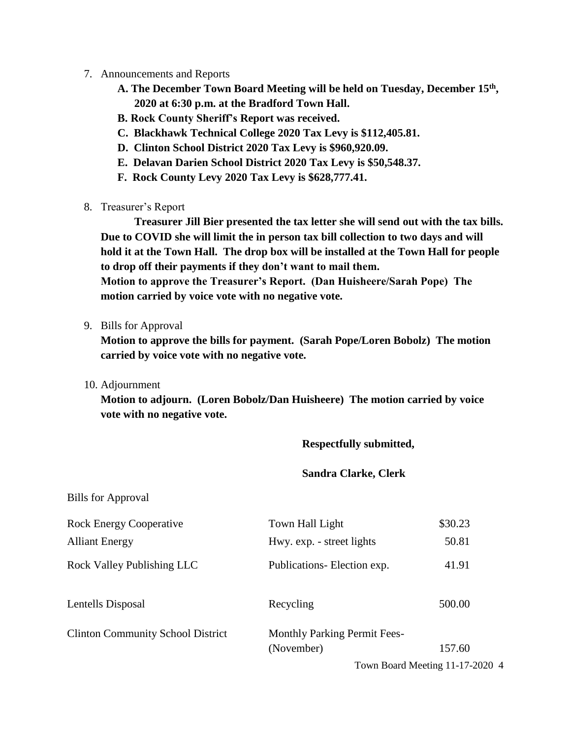7. Announcements and Reports
   - **A. The December Town Board Meeting will be held on Tuesday, December 15th, 2020 at 6:30 p.m. at the Bradford Town Hall.**
   - **B. Rock County Sheriff's Report was received.**
   - **C. Blackhawk Technical College 2020 Tax Levy is $112,405.81.**
   - **D. Clinton School District 2020 Tax Levy is $960,920.09.**
   - **E. Delavan Darien School District 2020 Tax Levy is $50,548.37.**
   - **F. Rock County Levy 2020 Tax Levy is $628,777.41.**

8. Treasurer's Report

   **Treasurer Jill Bier presented the tax letter she will send out with the tax bills. Due to COVID she will limit the in person tax bill collection to two days and will hold it at the Town Hall. The drop box will be installed at the Town Hall for people to drop off their payments if they don't want to mail them.**
   **Motion to approve the Treasurer's Report. (Dan Huisheere/Sarah Pope) The motion carried by voice vote with no negative vote.**

9. Bills for Approval

   **Motion to approve the bills for payment. (Sarah Pope/Loren Bobolz) The motion carried by voice vote with no negative vote.**

10. Adjournment

    **Motion to adjourn. (Loren Bobolz/Dan Huisheere) The motion carried by voice vote with no negative vote.**

**Respectfully submitted,**

**Sandra Clarke, Clerk**

Bills for Approval

| | | |
|---|---|---|
| Rock Energy Cooperative | Town Hall Light | $30.23 |
| Alliant Energy | Hwy. exp. - street lights | 50.81 |
| Rock Valley Publishing LLC | Publications- Election exp. | 41.91 |
| Lentells Disposal | Recycling | 500.00 |
| Clinton Community School District | Monthly Parking Permit Fees- (November) | 157.60 |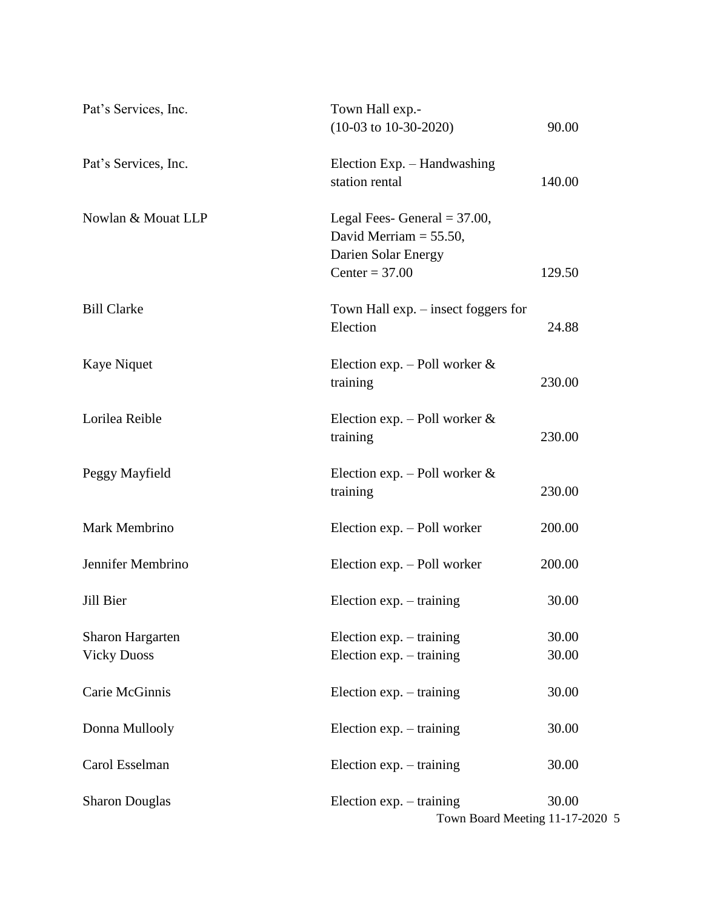| | | |
|---|---|---|
| Pat's Services, Inc. | Town Hall exp.- (10-03 to 10-30-2020) | 90.00 |
| Pat's Services, Inc. | Election Exp. – Handwashing station rental | 140.00 |
| Nowlan & Mouat LLP | Legal Fees- General = 37.00, David Merriam = 55.50, Darien Solar Energy Center = 37.00 | 129.50 |
| Bill Clarke | Town Hall exp. – insect foggers for Election | 24.88 |
| Kaye Niquet | Election exp. – Poll worker & training | 230.00 |
| Lorilea Reible | Election exp. – Poll worker & training | 230.00 |
| Peggy Mayfield | Election exp. – Poll worker & training | 230.00 |
| Mark Membrino | Election exp. – Poll worker | 200.00 |
| Jennifer Membrino | Election exp. – Poll worker | 200.00 |
| Jill Bier | Election exp. – training | 30.00 |
| Sharon Hargarten | Election exp. – training | 30.00 |
| Vicky Duoss | Election exp. – training | 30.00 |
| Carie McGinnis | Election exp. – training | 30.00 |
| Donna Mullooly | Election exp. – training | 30.00 |
| Carol Esselman | Election exp. – training | 30.00 |
| Sharon Douglas | Election exp. – training | 30.00 |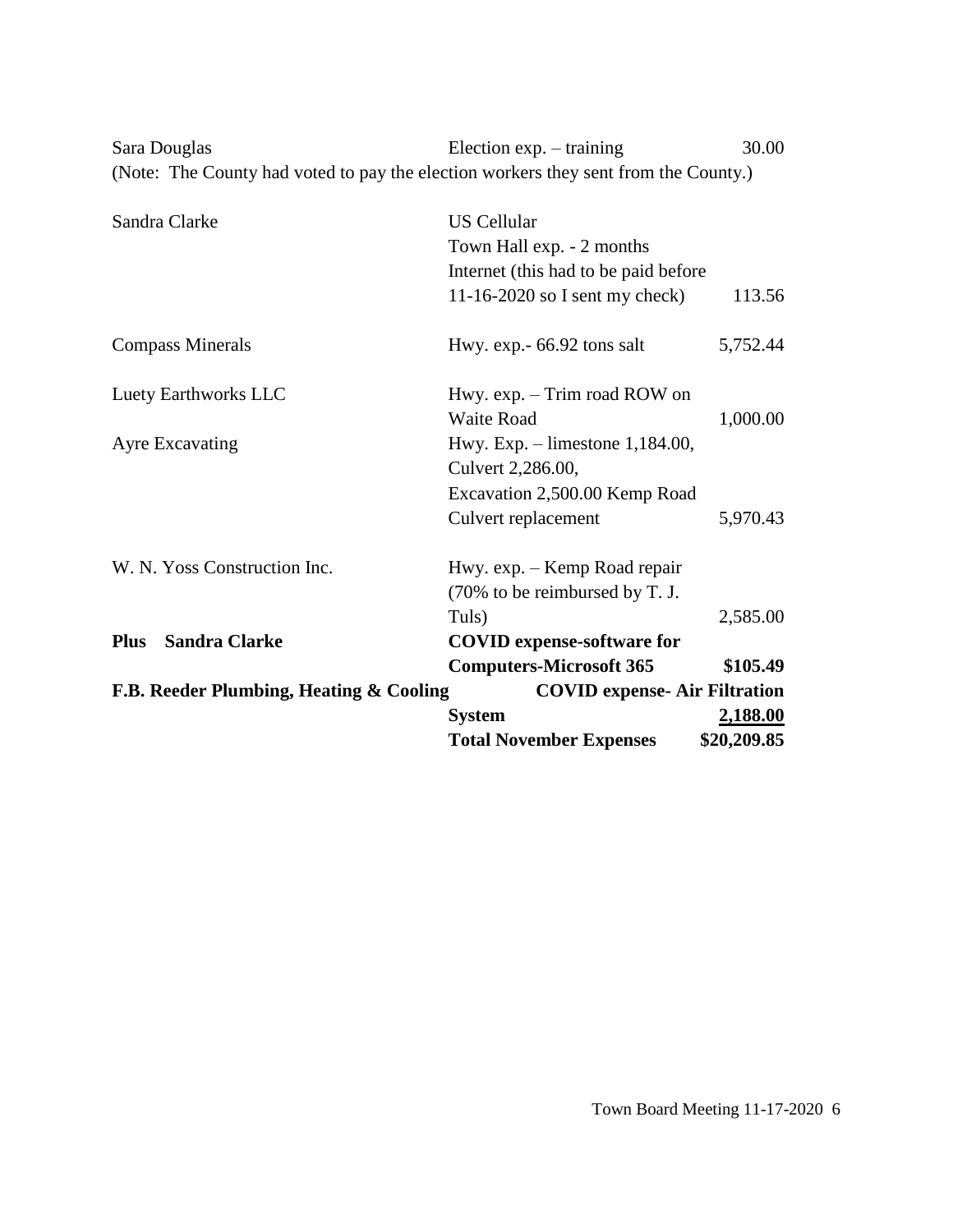| | | |
|---|---|---|
| Sara Douglas | Election exp. – training | 30.00 |

(Note: The County had voted to pay the election workers they sent from the County.)

| | | |
|---|---|---|
| Sandra Clarke | US Cellular<br>Town Hall exp. - 2 months<br>Internet (this had to be paid before 11-16-2020 so I sent my check) | 113.56 |
| Compass Minerals | Hwy. exp.- 66.92 tons salt | 5,752.44 |
| Luety Earthworks LLC | Hwy. exp. – Trim road ROW on Waite Road | 1,000.00 |
| Ayre Excavating | Hwy. Exp. – limestone 1,184.00, Culvert 2,286.00, Excavation 2,500.00 Kemp Road Culvert replacement | 5,970.43 |
| W. N. Yoss Construction Inc. | Hwy. exp. – Kemp Road repair (70% to be reimbursed by T. J. Tuls) | 2,585.00 |
| **Plus Sandra Clarke** | **COVID expense-software for Computers-Microsoft 365** | **$105.49** |
| **F.B. Reeder Plumbing, Heating & Cooling** | **COVID expense- Air Filtration System** | **2,188.00** |
| | **Total November Expenses** | **$20,209.85** |